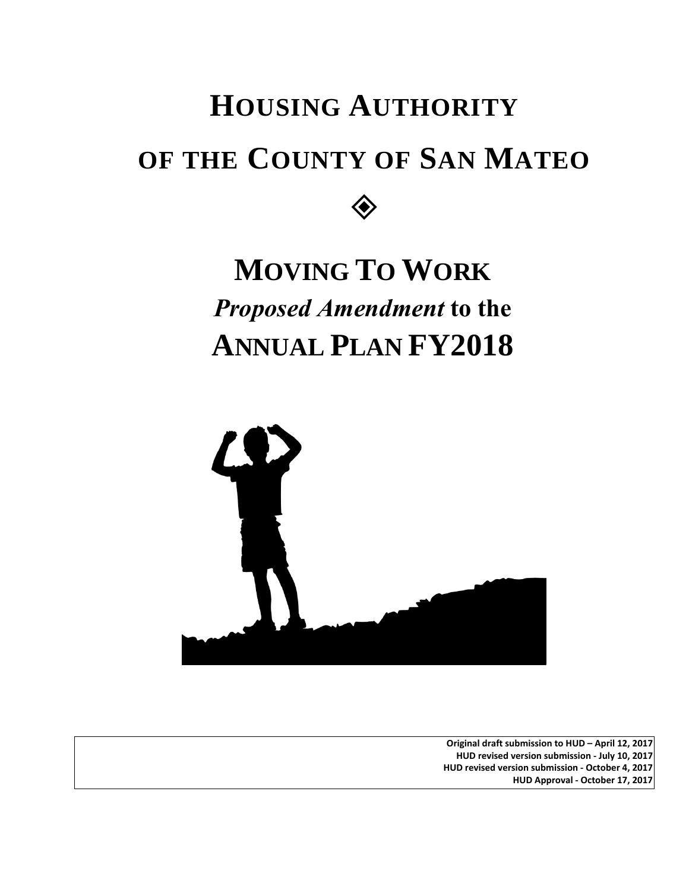# HOUSING AUTHORITY

# OF THE COUNTY OF SAN MATEO

◈

# MOVING TO WORK

## *Proposed Amendment* to the

# ANNUAL PLAN FY2018

**Original draft submission to HUD – April 12, 2017**
**HUD revised version submission - July 10, 2017**
**HUD revised version submission - October 4, 2017**
**HUD Approval - October 17, 2017**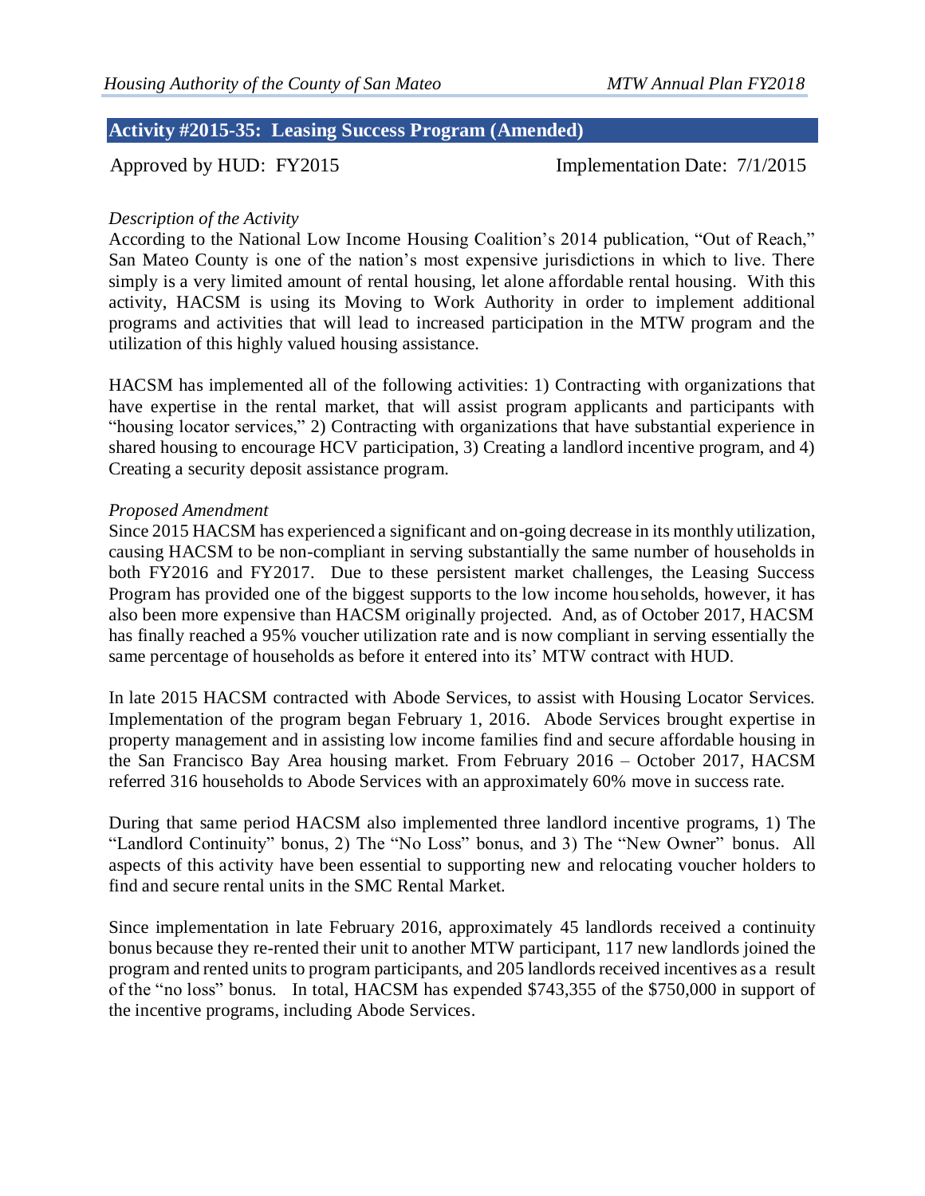## Activity #2015-35: Leasing Success Program (Amended)

Approved by HUD: FY2015 Implementation Date: 7/1/2015

*Description of the Activity*

According to the National Low Income Housing Coalition's 2014 publication, "Out of Reach," San Mateo County is one of the nation's most expensive jurisdictions in which to live. There simply is a very limited amount of rental housing, let alone affordable rental housing. With this activity, HACSM is using its Moving to Work Authority in order to implement additional programs and activities that will lead to increased participation in the MTW program and the utilization of this highly valued housing assistance.

HACSM has implemented all of the following activities: 1) Contracting with organizations that have expertise in the rental market, that will assist program applicants and participants with "housing locator services," 2) Contracting with organizations that have substantial experience in shared housing to encourage HCV participation, 3) Creating a landlord incentive program, and 4) Creating a security deposit assistance program.

*Proposed Amendment*

Since 2015 HACSM has experienced a significant and on-going decrease in its monthly utilization, causing HACSM to be non-compliant in serving substantially the same number of households in both FY2016 and FY2017. Due to these persistent market challenges, the Leasing Success Program has provided one of the biggest supports to the low income households, however, it has also been more expensive than HACSM originally projected. And, as of October 2017, HACSM has finally reached a 95% voucher utilization rate and is now compliant in serving essentially the same percentage of households as before it entered into its' MTW contract with HUD.

In late 2015 HACSM contracted with Abode Services, to assist with Housing Locator Services. Implementation of the program began February 1, 2016. Abode Services brought expertise in property management and in assisting low income families find and secure affordable housing in the San Francisco Bay Area housing market. From February 2016 – October 2017, HACSM referred 316 households to Abode Services with an approximately 60% move in success rate.

During that same period HACSM also implemented three landlord incentive programs, 1) The "Landlord Continuity" bonus, 2) The "No Loss" bonus, and 3) The "New Owner" bonus. All aspects of this activity have been essential to supporting new and relocating voucher holders to find and secure rental units in the SMC Rental Market.

Since implementation in late February 2016, approximately 45 landlords received a continuity bonus because they re-rented their unit to another MTW participant, 117 new landlords joined the program and rented units to program participants, and 205 landlords received incentives as a result of the "no loss" bonus. In total, HACSM has expended $743,355 of the $750,000 in support of the incentive programs, including Abode Services.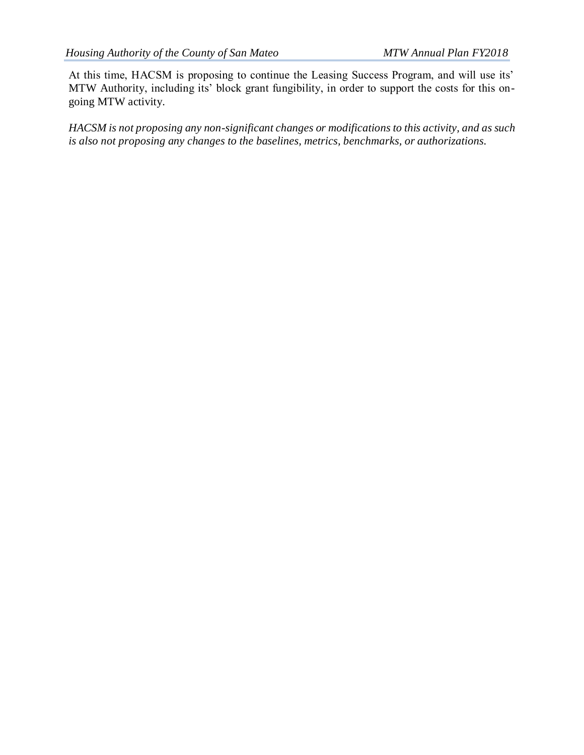At this time, HACSM is proposing to continue the Leasing Success Program, and will use its' MTW Authority, including its' block grant fungibility, in order to support the costs for this on-going MTW activity.

*HACSM is not proposing any non-significant changes or modifications to this activity, and as such is also not proposing any changes to the baselines, metrics, benchmarks, or authorizations.*